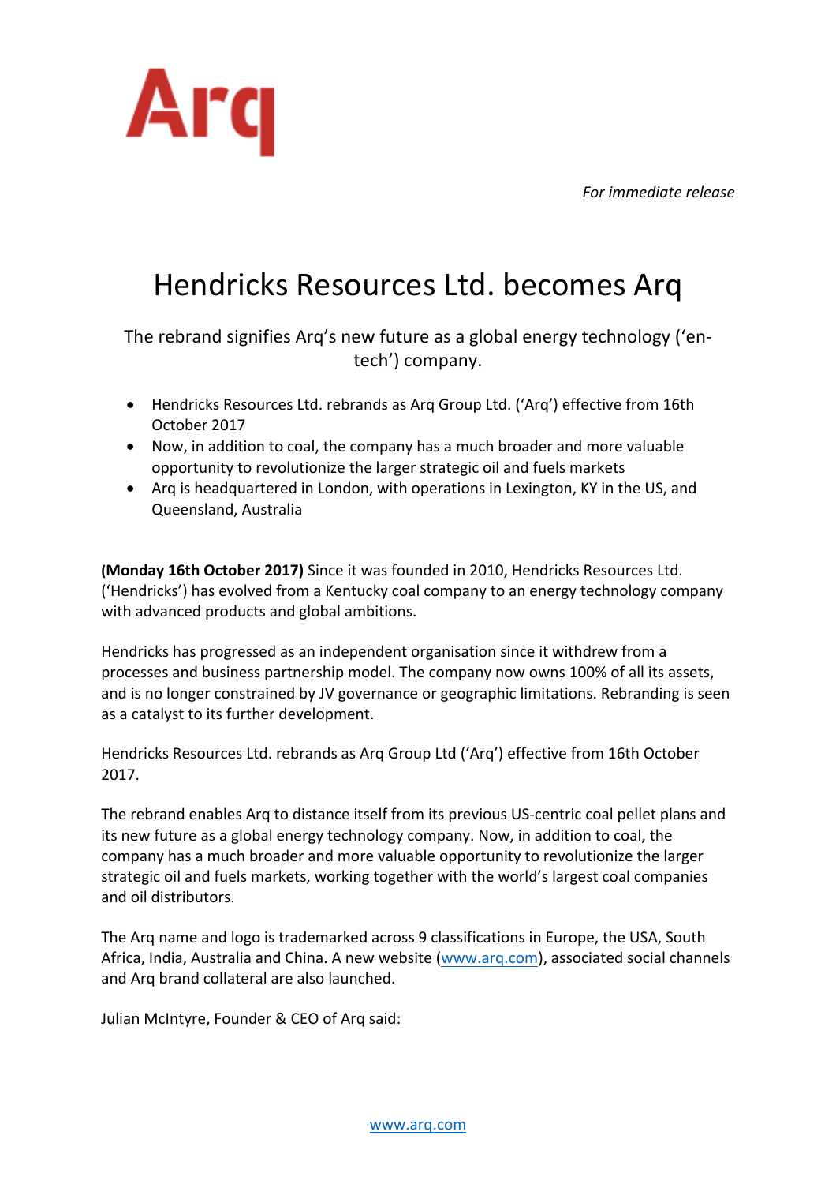Arq

*For immediate release*

# Hendricks Resources Ltd. becomes Arq

The rebrand signifies Arq's new future as a global energy technology ('en-tech') company.

- Hendricks Resources Ltd. rebrands as Arq Group Ltd. ('Arq') effective from 16th October 2017
- Now, in addition to coal, the company has a much broader and more valuable opportunity to revolutionize the larger strategic oil and fuels markets
- Arq is headquartered in London, with operations in Lexington, KY in the US, and Queensland, Australia

**(Monday 16th October 2017)** Since it was founded in 2010, Hendricks Resources Ltd. ('Hendricks') has evolved from a Kentucky coal company to an energy technology company with advanced products and global ambitions.

Hendricks has progressed as an independent organisation since it withdrew from a processes and business partnership model. The company now owns 100% of all its assets, and is no longer constrained by JV governance or geographic limitations. Rebranding is seen as a catalyst to its further development.

Hendricks Resources Ltd. rebrands as Arq Group Ltd ('Arq') effective from 16th October 2017.

The rebrand enables Arq to distance itself from its previous US-centric coal pellet plans and its new future as a global energy technology company. Now, in addition to coal, the company has a much broader and more valuable opportunity to revolutionize the larger strategic oil and fuels markets, working together with the world's largest coal companies and oil distributors.

The Arq name and logo is trademarked across 9 classifications in Europe, the USA, South Africa, India, Australia and China. A new website (www.arq.com), associated social channels and Arq brand collateral are also launched.

Julian McIntyre, Founder & CEO of Arq said: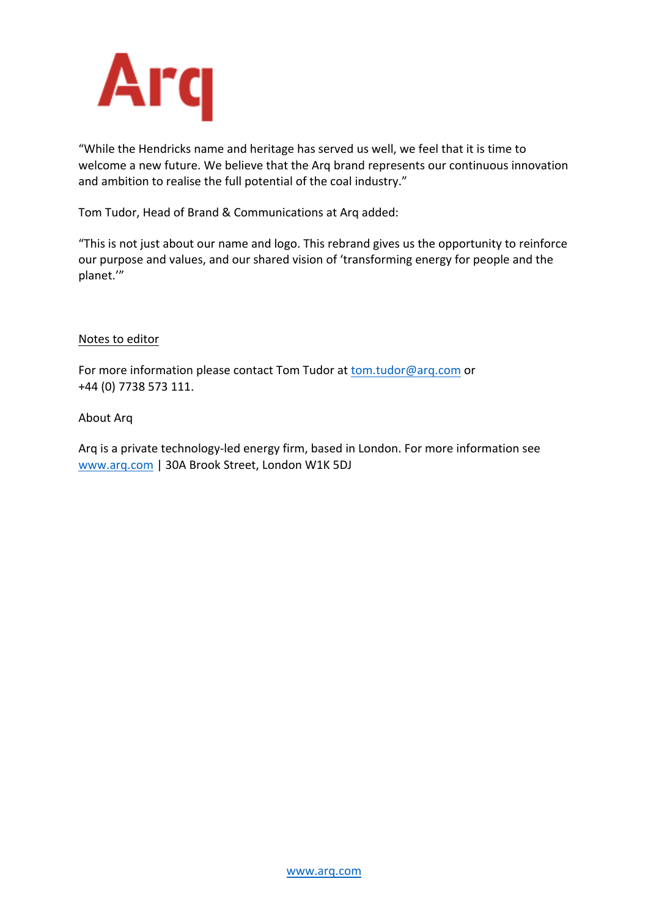“While the Hendricks name and heritage has served us well, we feel that it is time to welcome a new future. We believe that the Arq brand represents our continuous innovation and ambition to realise the full potential of the coal industry.”

Tom Tudor, Head of Brand & Communications at Arq added:

“This is not just about our name and logo. This rebrand gives us the opportunity to reinforce our purpose and values, and our shared vision of ‘transforming energy for people and the planet.’”

Notes to editor

For more information please contact Tom Tudor at tom.tudor@arq.com or +44 (0) 7738 573 111.

About Arq

Arq is a private technology-led energy firm, based in London. For more information see www.arq.com | 30A Brook Street, London W1K 5DJ